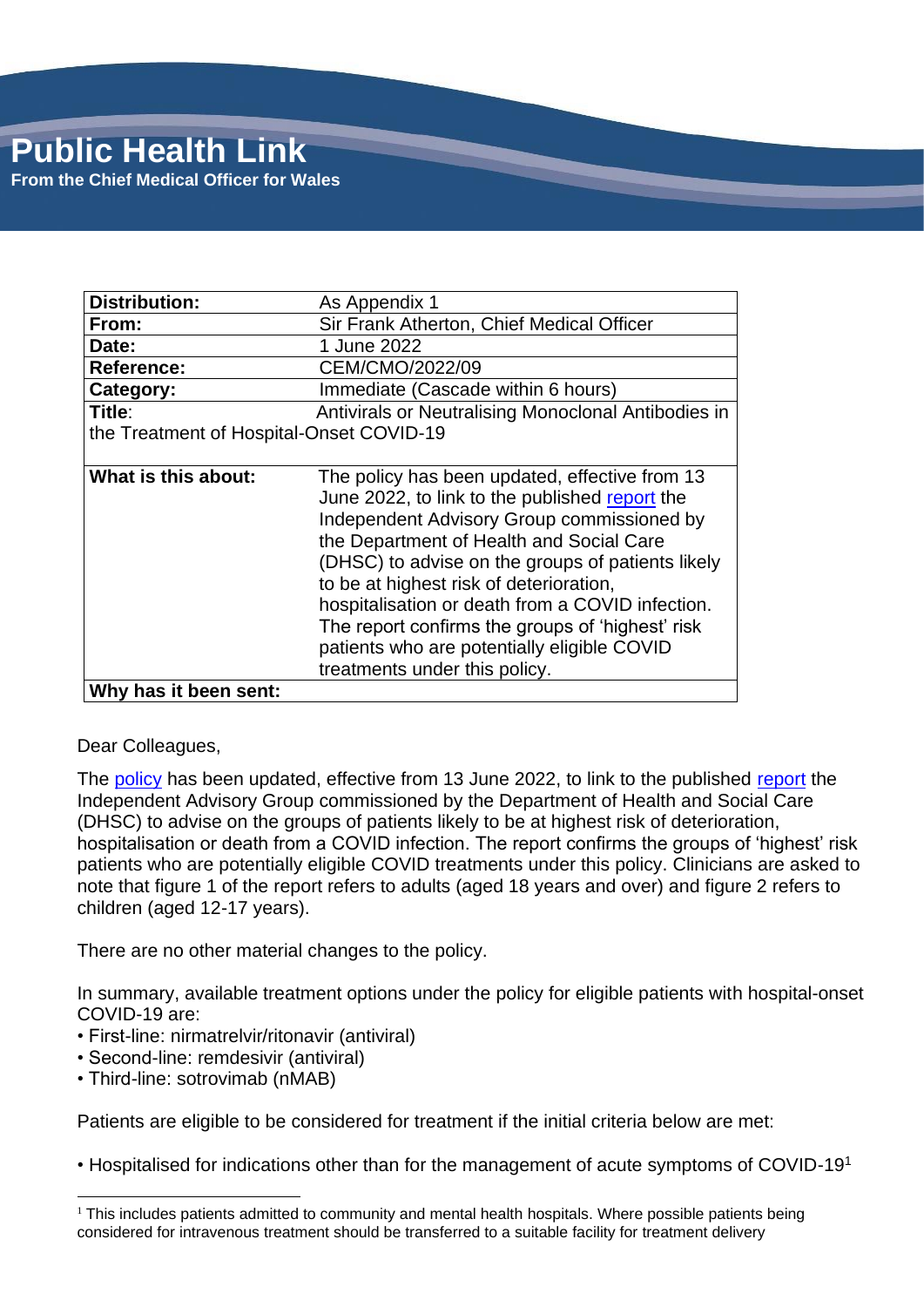# Public Health Link

**From the Chief Medical Officer for Wales**

| | |
|---|---|
| **Distribution:** | As Appendix 1 |
| **From:** | Sir Frank Atherton, Chief Medical Officer |
| **Date:** | 1 June 2022 |
| **Reference:** | CEM/CMO/2022/09 |
| **Category:** | Immediate (Cascade within 6 hours) |
| **Title**: | Antivirals or Neutralising Monoclonal Antibodies in the Treatment of Hospital-Onset COVID-19 |
| **What is this about:** | The policy has been updated, effective from 13 June 2022, to link to the published report the Independent Advisory Group commissioned by the Department of Health and Social Care (DHSC) to advise on the groups of patients likely to be at highest risk of deterioration, hospitalisation or death from a COVID infection. The report confirms the groups of 'highest' risk patients who are potentially eligible COVID treatments under this policy. |
| **Why has it been sent:** | |

Dear Colleagues,

The policy has been updated, effective from 13 June 2022, to link to the published report the Independent Advisory Group commissioned by the Department of Health and Social Care (DHSC) to advise on the groups of patients likely to be at highest risk of deterioration, hospitalisation or death from a COVID infection. The report confirms the groups of 'highest' risk patients who are potentially eligible COVID treatments under this policy. Clinicians are asked to note that figure 1 of the report refers to adults (aged 18 years and over) and figure 2 refers to children (aged 12-17 years).

There are no other material changes to the policy.

In summary, available treatment options under the policy for eligible patients with hospital-onset COVID-19 are:

- First-line: nirmatrelvir/ritonavir (antiviral)
- Second-line: remdesivir (antiviral)
- Third-line: sotrovimab (nMAB)

Patients are eligible to be considered for treatment if the initial criteria below are met:

- Hospitalised for indications other than for the management of acute symptoms of COVID-19[1]

[1] This includes patients admitted to community and mental health hospitals. Where possible patients being considered for intravenous treatment should be transferred to a suitable facility for treatment delivery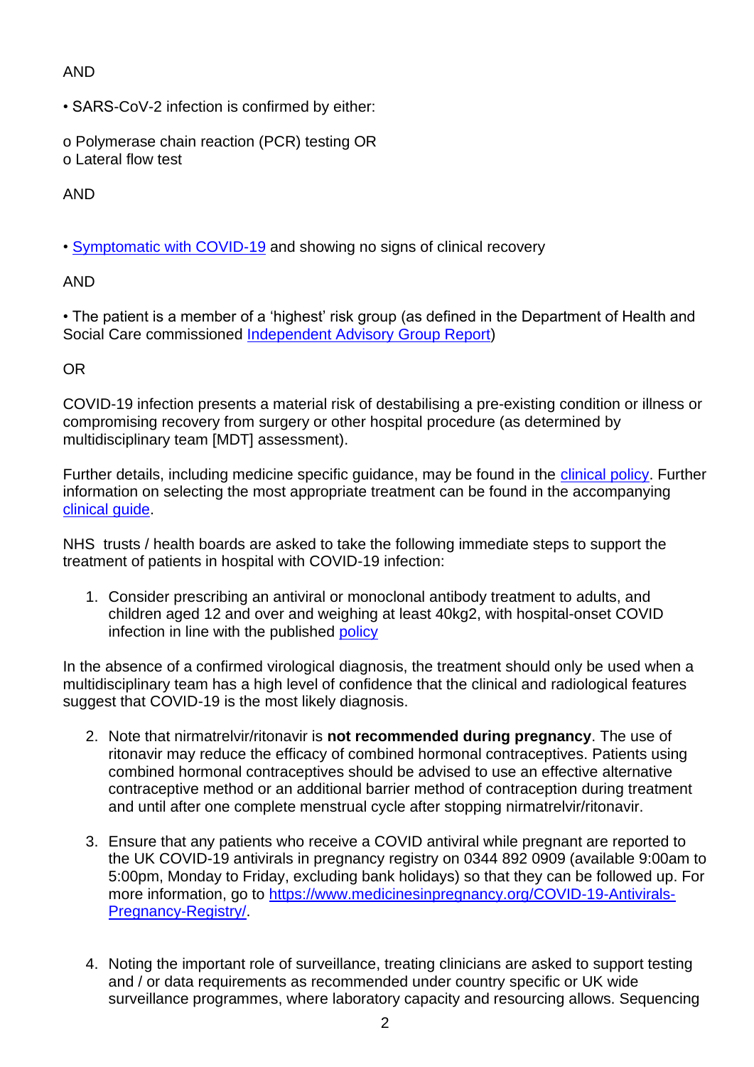AND

• SARS-CoV-2 infection is confirmed by either:

o Polymerase chain reaction (PCR) testing OR
o Lateral flow test

AND

• Symptomatic with COVID-19 and showing no signs of clinical recovery

AND

• The patient is a member of a 'highest' risk group (as defined in the Department of Health and Social Care commissioned Independent Advisory Group Report)

OR

COVID-19 infection presents a material risk of destabilising a pre-existing condition or illness or compromising recovery from surgery or other hospital procedure (as determined by multidisciplinary team [MDT] assessment).

Further details, including medicine specific guidance, may be found in the clinical policy. Further information on selecting the most appropriate treatment can be found in the accompanying clinical guide.

NHS trusts / health boards are asked to take the following immediate steps to support the treatment of patients in hospital with COVID-19 infection:

1. Consider prescribing an antiviral or monoclonal antibody treatment to adults, and children aged 12 and over and weighing at least 40kg2, with hospital-onset COVID infection in line with the published policy

In the absence of a confirmed virological diagnosis, the treatment should only be used when a multidisciplinary team has a high level of confidence that the clinical and radiological features suggest that COVID-19 is the most likely diagnosis.

2. Note that nirmatrelvir/ritonavir is **not recommended during pregnancy**. The use of ritonavir may reduce the efficacy of combined hormonal contraceptives. Patients using combined hormonal contraceptives should be advised to use an effective alternative contraceptive method or an additional barrier method of contraception during treatment and until after one complete menstrual cycle after stopping nirmatrelvir/ritonavir.

3. Ensure that any patients who receive a COVID antiviral while pregnant are reported to the UK COVID-19 antivirals in pregnancy registry on 0344 892 0909 (available 9:00am to 5:00pm, Monday to Friday, excluding bank holidays) so that they can be followed up. For more information, go to https://www.medicinesinpregnancy.org/COVID-19-Antivirals-Pregnancy-Registry/.

4. Noting the important role of surveillance, treating clinicians are asked to support testing and / or data requirements as recommended under country specific or UK wide surveillance programmes, where laboratory capacity and resourcing allows. Sequencing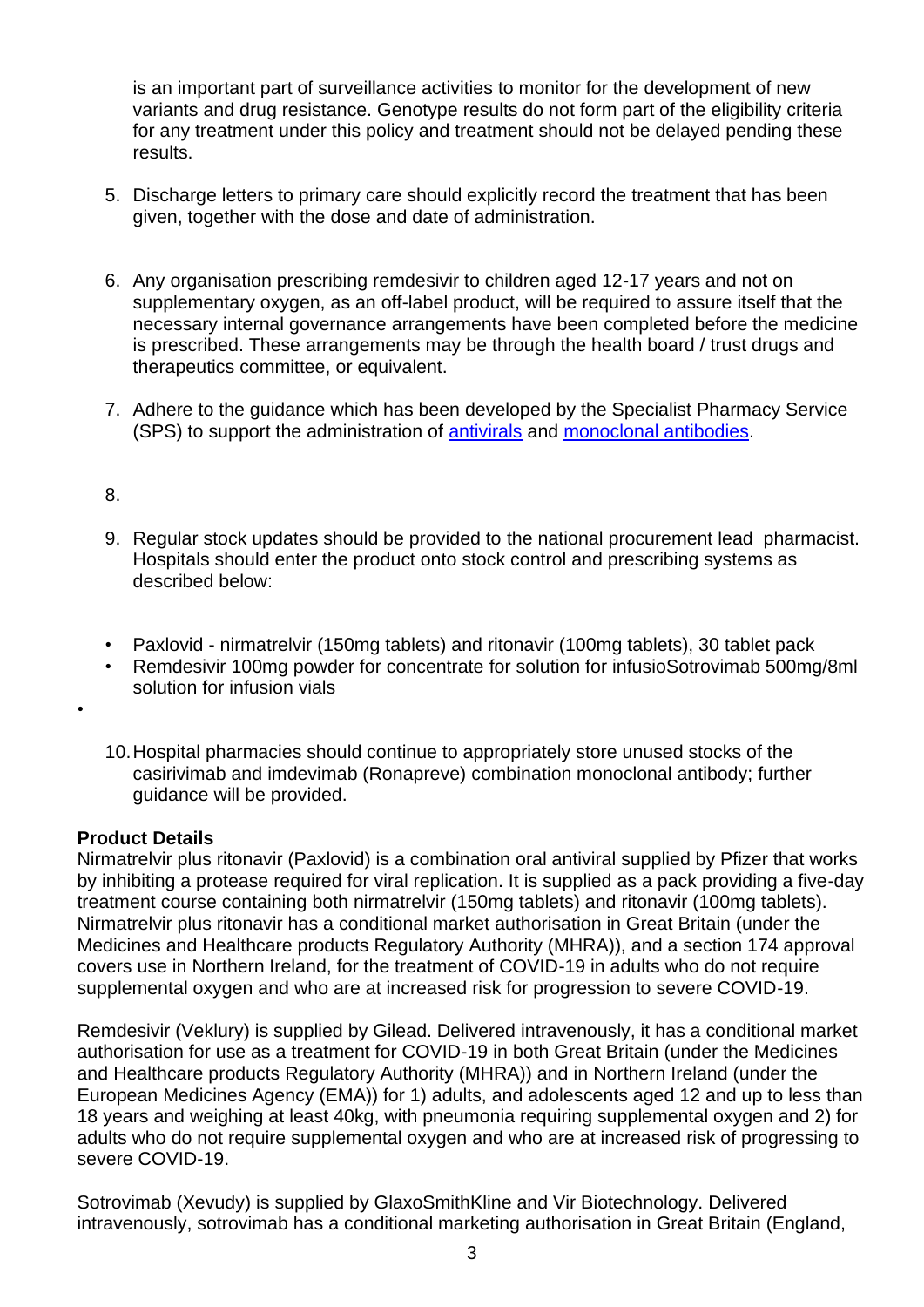is an important part of surveillance activities to monitor for the development of new variants and drug resistance. Genotype results do not form part of the eligibility criteria for any treatment under this policy and treatment should not be delayed pending these results.

5. Discharge letters to primary care should explicitly record the treatment that has been given, together with the dose and date of administration.

6. Any organisation prescribing remdesivir to children aged 12-17 years and not on supplementary oxygen, as an off-label product, will be required to assure itself that the necessary internal governance arrangements have been completed before the medicine is prescribed. These arrangements may be through the health board / trust drugs and therapeutics committee, or equivalent.

7. Adhere to the guidance which has been developed by the Specialist Pharmacy Service (SPS) to support the administration of antivirals and monoclonal antibodies.

8. 

9. Regular stock updates should be provided to the national procurement lead pharmacist. Hospitals should enter the product onto stock control and prescribing systems as described below:

- Paxlovid - nirmatrelvir (150mg tablets) and ritonavir (100mg tablets), 30 tablet pack
- Remdesivir 100mg powder for concentrate for solution for infusioSotrovimab 500mg/8ml solution for infusion vials
- 

10. Hospital pharmacies should continue to appropriately store unused stocks of the casirivimab and imdevimab (Ronapreve) combination monoclonal antibody; further guidance will be provided.

**Product Details**

Nirmatrelvir plus ritonavir (Paxlovid) is a combination oral antiviral supplied by Pfizer that works by inhibiting a protease required for viral replication. It is supplied as a pack providing a five-day treatment course containing both nirmatrelvir (150mg tablets) and ritonavir (100mg tablets). Nirmatrelvir plus ritonavir has a conditional market authorisation in Great Britain (under the Medicines and Healthcare products Regulatory Authority (MHRA)), and a section 174 approval covers use in Northern Ireland, for the treatment of COVID-19 in adults who do not require supplemental oxygen and who are at increased risk for progression to severe COVID-19.

Remdesivir (Veklury) is supplied by Gilead. Delivered intravenously, it has a conditional market authorisation for use as a treatment for COVID-19 in both Great Britain (under the Medicines and Healthcare products Regulatory Authority (MHRA)) and in Northern Ireland (under the European Medicines Agency (EMA)) for 1) adults, and adolescents aged 12 and up to less than 18 years and weighing at least 40kg, with pneumonia requiring supplemental oxygen and 2) for adults who do not require supplemental oxygen and who are at increased risk of progressing to severe COVID-19.

Sotrovimab (Xevudy) is supplied by GlaxoSmithKline and Vir Biotechnology. Delivered intravenously, sotrovimab has a conditional marketing authorisation in Great Britain (England,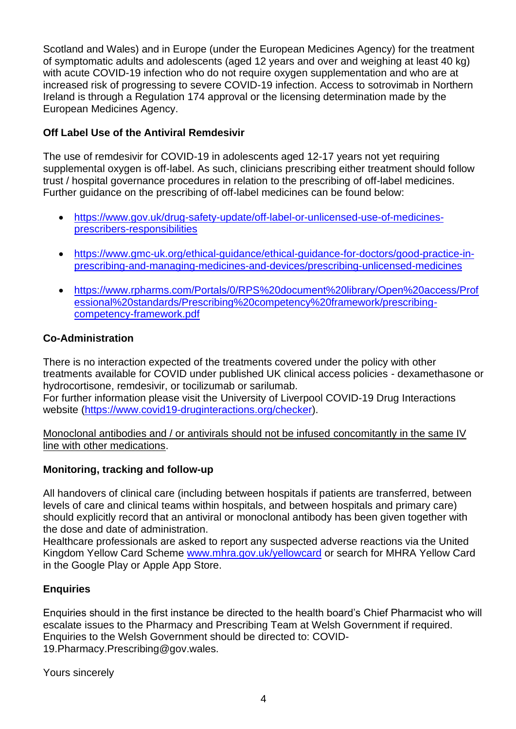Scotland and Wales) and in Europe (under the European Medicines Agency) for the treatment of symptomatic adults and adolescents (aged 12 years and over and weighing at least 40 kg) with acute COVID-19 infection who do not require oxygen supplementation and who are at increased risk of progressing to severe COVID-19 infection. Access to sotrovimab in Northern Ireland is through a Regulation 174 approval or the licensing determination made by the European Medicines Agency.

**Off Label Use of the Antiviral Remdesivir**

The use of remdesivir for COVID-19 in adolescents aged 12-17 years not yet requiring supplemental oxygen is off-label. As such, clinicians prescribing either treatment should follow trust / hospital governance procedures in relation to the prescribing of off-label medicines. Further guidance on the prescribing of off-label medicines can be found below:

- https://www.gov.uk/drug-safety-update/off-label-or-unlicensed-use-of-medicines-prescribers-responsibilities
- https://www.gmc-uk.org/ethical-guidance/ethical-guidance-for-doctors/good-practice-in-prescribing-and-managing-medicines-and-devices/prescribing-unlicensed-medicines
- https://www.rpharms.com/Portals/0/RPS%20document%20library/Open%20access/Professional%20standards/Prescribing%20competency%20framework/prescribing-competency-framework.pdf

**Co-Administration**

There is no interaction expected of the treatments covered under the policy with other treatments available for COVID under published UK clinical access policies - dexamethasone or hydrocortisone, remdesivir, or tocilizumab or sarilumab.
For further information please visit the University of Liverpool COVID-19 Drug Interactions website (https://www.covid19-druginteractions.org/checker).

Monoclonal antibodies and / or antivirals should not be infused concomitantly in the same IV line with other medications.

**Monitoring, tracking and follow-up**

All handovers of clinical care (including between hospitals if patients are transferred, between levels of care and clinical teams within hospitals, and between hospitals and primary care) should explicitly record that an antiviral or monoclonal antibody has been given together with the dose and date of administration.
Healthcare professionals are asked to report any suspected adverse reactions via the United Kingdom Yellow Card Scheme www.mhra.gov.uk/yellowcard or search for MHRA Yellow Card in the Google Play or Apple App Store.

**Enquiries**

Enquiries should in the first instance be directed to the health board's Chief Pharmacist who will escalate issues to the Pharmacy and Prescribing Team at Welsh Government if required. Enquiries to the Welsh Government should be directed to: COVID-19.Pharmacy.Prescribing@gov.wales.

Yours sincerely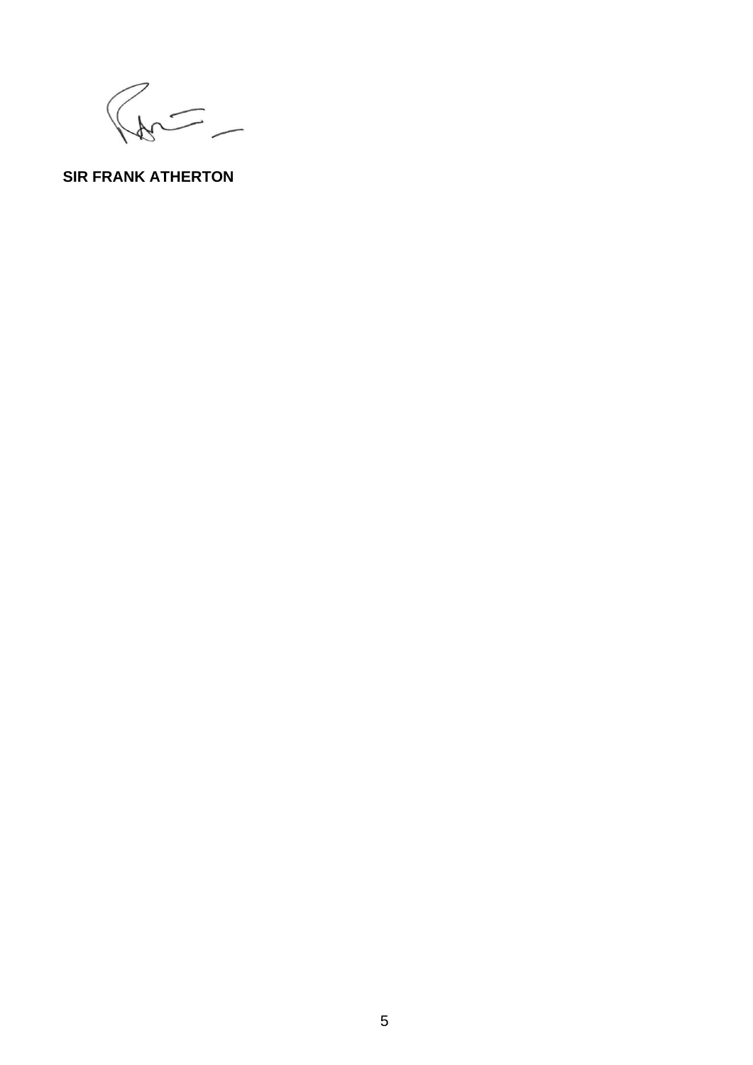**SIR FRANK ATHERTON**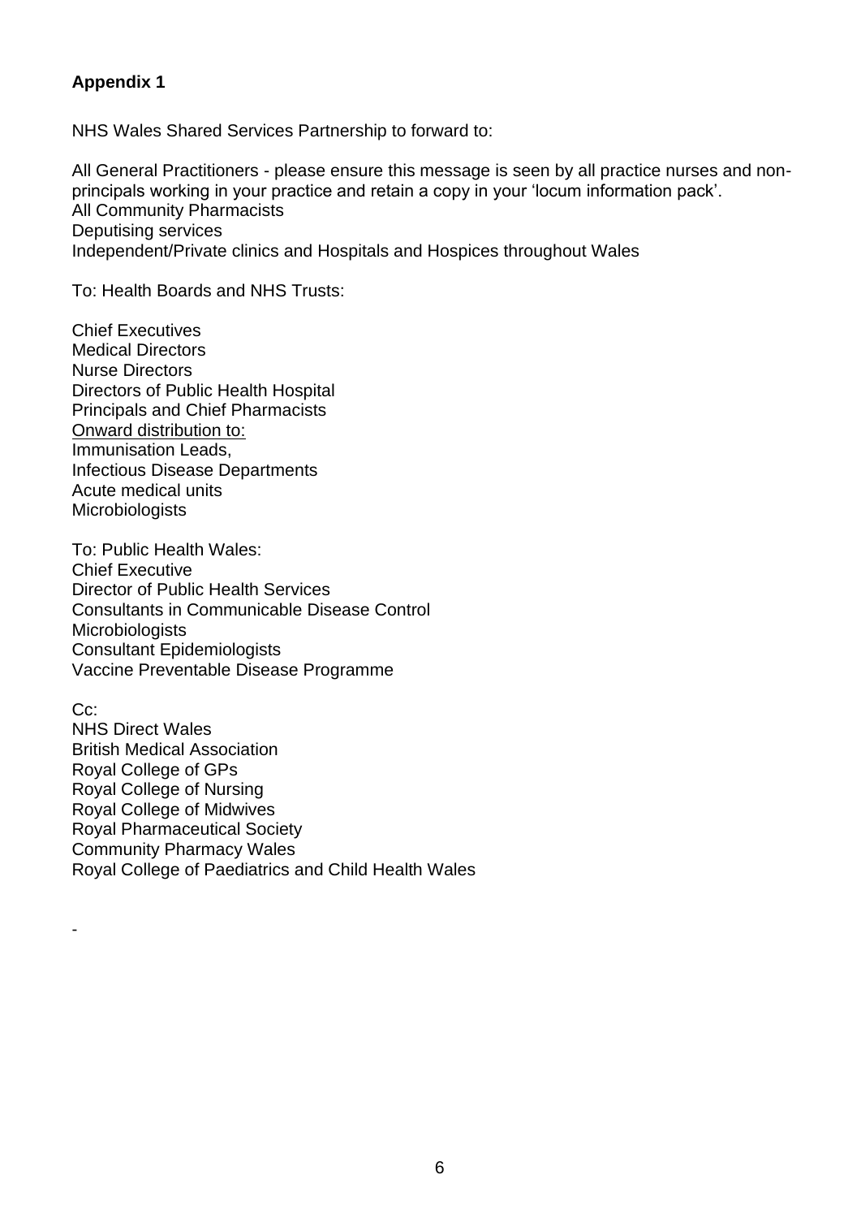**Appendix 1**

NHS Wales Shared Services Partnership to forward to:

All General Practitioners - please ensure this message is seen by all practice nurses and non-principals working in your practice and retain a copy in your 'locum information pack'.
All Community Pharmacists
Deputising services
Independent/Private clinics and Hospitals and Hospices throughout Wales

To: Health Boards and NHS Trusts:

Chief Executives
Medical Directors
Nurse Directors
Directors of Public Health Hospital
Principals and Chief Pharmacists
Onward distribution to:
Immunisation Leads,
Infectious Disease Departments
Acute medical units
Microbiologists

To: Public Health Wales:
Chief Executive
Director of Public Health Services
Consultants in Communicable Disease Control
Microbiologists
Consultant Epidemiologists
Vaccine Preventable Disease Programme

Cc:
NHS Direct Wales
British Medical Association
Royal College of GPs
Royal College of Nursing
Royal College of Midwives
Royal Pharmaceutical Society
Community Pharmacy Wales
Royal College of Paediatrics and Child Health Wales

-